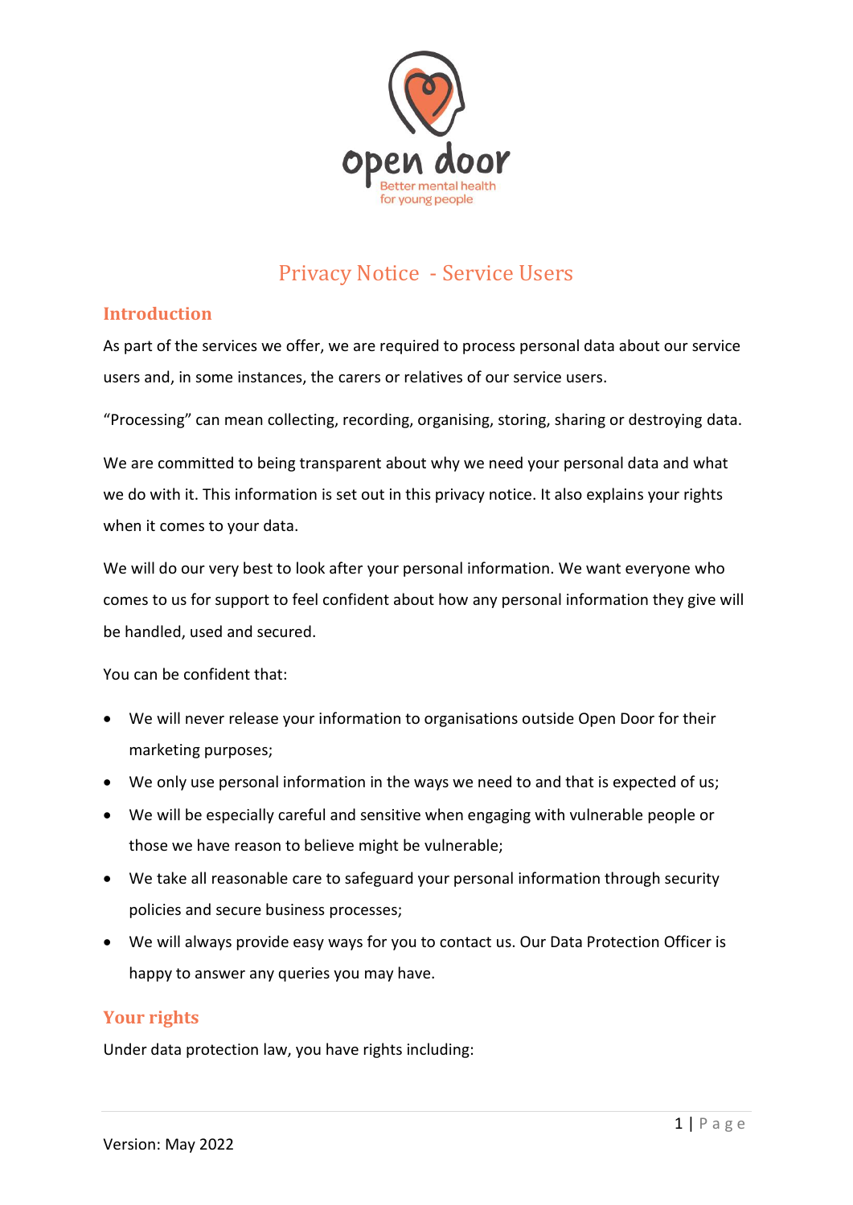open door

Better mental health for young people

# Privacy Notice - Service Users

## Introduction

As part of the services we offer, we are required to process personal data about our service users and, in some instances, the carers or relatives of our service users.

"Processing" can mean collecting, recording, organising, storing, sharing or destroying data.

We are committed to being transparent about why we need your personal data and what we do with it. This information is set out in this privacy notice. It also explains your rights when it comes to your data.

We will do our very best to look after your personal information. We want everyone who comes to us for support to feel confident about how any personal information they give will be handled, used and secured.

You can be confident that:

- We will never release your information to organisations outside Open Door for their marketing purposes;
- We only use personal information in the ways we need to and that is expected of us;
- We will be especially careful and sensitive when engaging with vulnerable people or those we have reason to believe might be vulnerable;
- We take all reasonable care to safeguard your personal information through security policies and secure business processes;
- We will always provide easy ways for you to contact us. Our Data Protection Officer is happy to answer any queries you may have.

## Your rights

Under data protection law, you have rights including:

Version: May 2022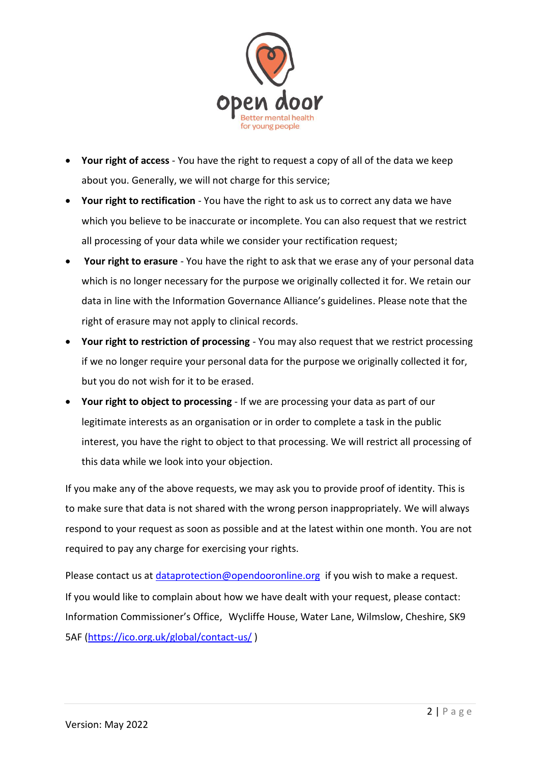- **Your right of access** - You have the right to request a copy of all of the data we keep about you. Generally, we will not charge for this service;
- **Your right to rectification** - You have the right to ask us to correct any data we have which you believe to be inaccurate or incomplete. You can also request that we restrict all processing of your data while we consider your rectification request;
- **Your right to erasure** - You have the right to ask that we erase any of your personal data which is no longer necessary for the purpose we originally collected it for. We retain our data in line with the Information Governance Alliance's guidelines. Please note that the right of erasure may not apply to clinical records.
- **Your right to restriction of processing** - You may also request that we restrict processing if we no longer require your personal data for the purpose we originally collected it for, but you do not wish for it to be erased.
- **Your right to object to processing** - If we are processing your data as part of our legitimate interests as an organisation or in order to complete a task in the public interest, you have the right to object to that processing. We will restrict all processing of this data while we look into your objection.

If you make any of the above requests, we may ask you to provide proof of identity. This is to make sure that data is not shared with the wrong person inappropriately. We will always respond to your request as soon as possible and at the latest within one month. You are not required to pay any charge for exercising your rights.

Please contact us at [dataprotection@opendooronline.org](mailto:dataprotection@opendooronline.org) if you wish to make a request.

If you would like to complain about how we have dealt with your request, please contact: Information Commissioner's Office, Wycliffe House, Water Lane, Wilmslow, Cheshire, SK9 5AF ([https://ico.org.uk/global/contact-us/](https://ico.org.uk/global/contact-us/) )

Version: May 2022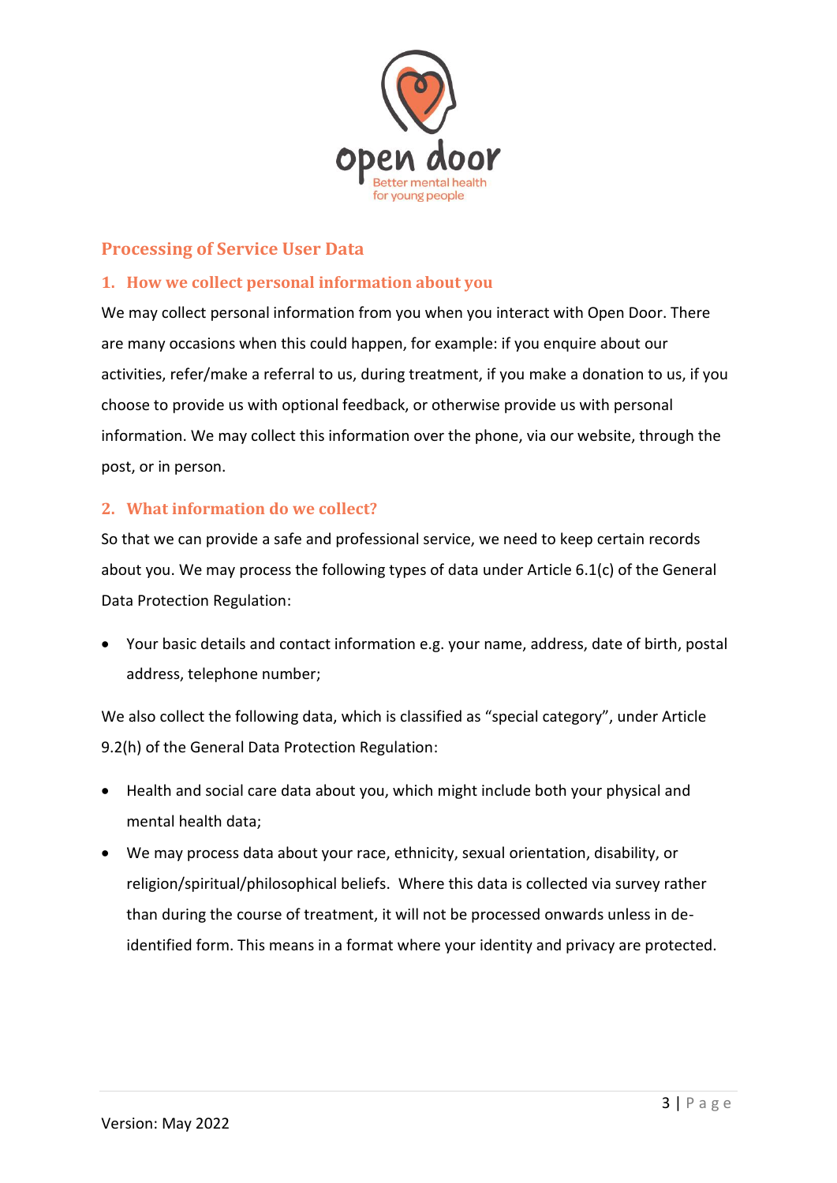## Processing of Service User Data

### 1. How we collect personal information about you

We may collect personal information from you when you interact with Open Door. There are many occasions when this could happen, for example: if you enquire about our activities, refer/make a referral to us, during treatment, if you make a donation to us, if you choose to provide us with optional feedback, or otherwise provide us with personal information. We may collect this information over the phone, via our website, through the post, or in person.

### 2. What information do we collect?

So that we can provide a safe and professional service, we need to keep certain records about you. We may process the following types of data under Article 6.1(c) of the General Data Protection Regulation:

- Your basic details and contact information e.g. your name, address, date of birth, postal address, telephone number;

We also collect the following data, which is classified as "special category", under Article 9.2(h) of the General Data Protection Regulation:

- Health and social care data about you, which might include both your physical and mental health data;
- We may process data about your race, ethnicity, sexual orientation, disability, or religion/spiritual/philosophical beliefs. Where this data is collected via survey rather than during the course of treatment, it will not be processed onwards unless in de-identified form. This means in a format where your identity and privacy are protected.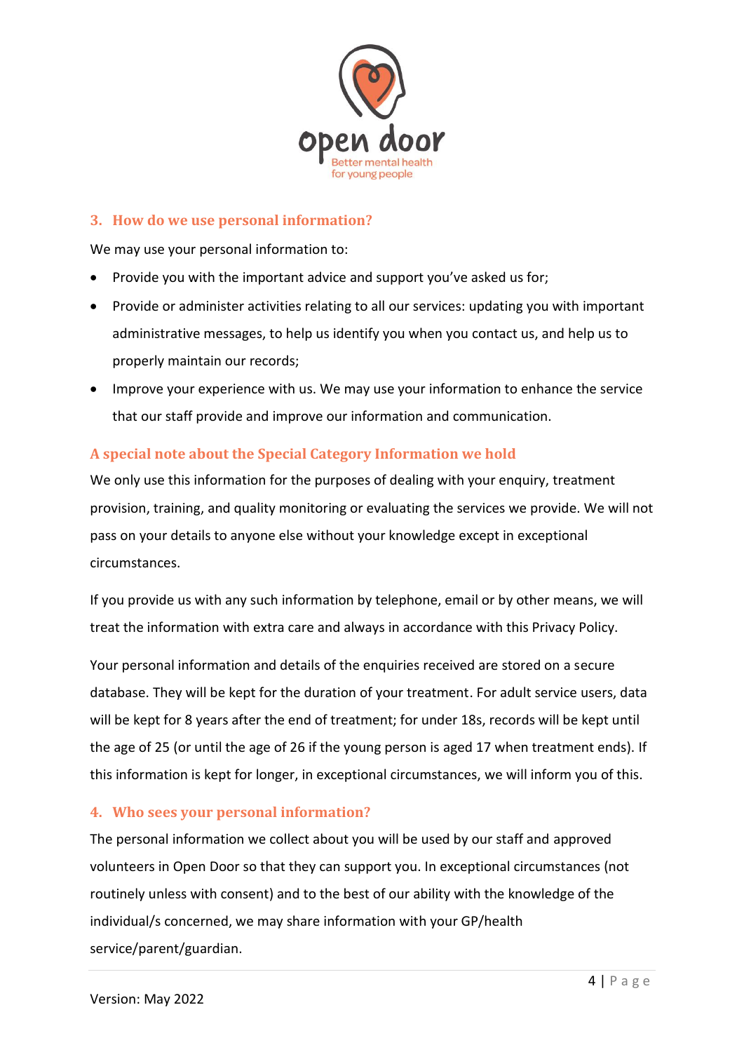## 3. How do we use personal information?

We may use your personal information to:

- Provide you with the important advice and support you've asked us for;
- Provide or administer activities relating to all our services: updating you with important administrative messages, to help us identify you when you contact us, and help us to properly maintain our records;
- Improve your experience with us. We may use your information to enhance the service that our staff provide and improve our information and communication.

### A special note about the Special Category Information we hold

We only use this information for the purposes of dealing with your enquiry, treatment provision, training, and quality monitoring or evaluating the services we provide. We will not pass on your details to anyone else without your knowledge except in exceptional circumstances.

If you provide us with any such information by telephone, email or by other means, we will treat the information with extra care and always in accordance with this Privacy Policy.

Your personal information and details of the enquiries received are stored on a secure database. They will be kept for the duration of your treatment. For adult service users, data will be kept for 8 years after the end of treatment; for under 18s, records will be kept until the age of 25 (or until the age of 26 if the young person is aged 17 when treatment ends). If this information is kept for longer, in exceptional circumstances, we will inform you of this.

## 4. Who sees your personal information?

The personal information we collect about you will be used by our staff and approved volunteers in Open Door so that they can support you. In exceptional circumstances (not routinely unless with consent) and to the best of our ability with the knowledge of the individual/s concerned, we may share information with your GP/health service/parent/guardian.

Version: May 2022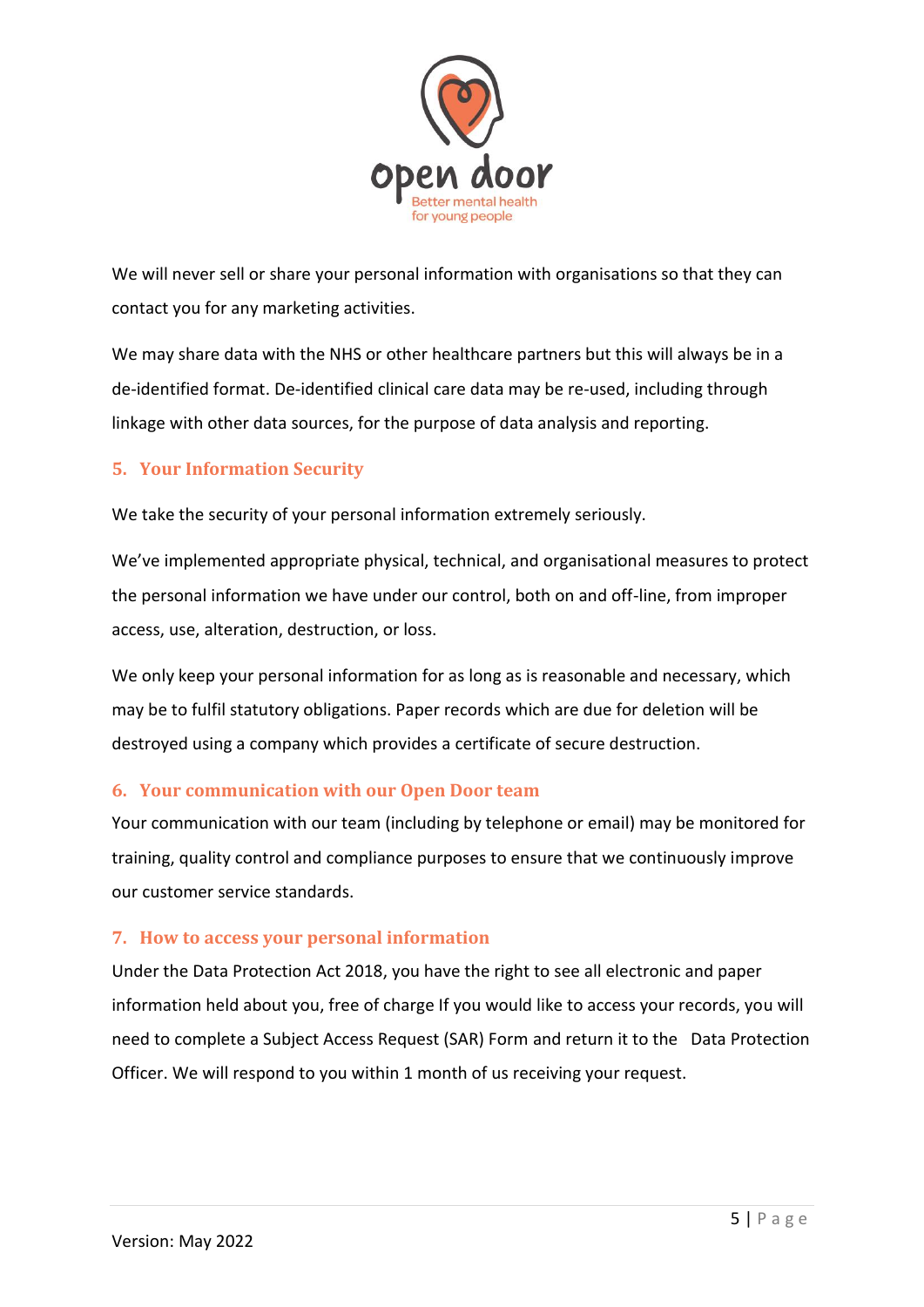We will never sell or share your personal information with organisations so that they can contact you for any marketing activities.

We may share data with the NHS or other healthcare partners but this will always be in a de-identified format. De-identified clinical care data may be re-used, including through linkage with other data sources, for the purpose of data analysis and reporting.

## 5. Your Information Security

We take the security of your personal information extremely seriously.

We've implemented appropriate physical, technical, and organisational measures to protect the personal information we have under our control, both on and off-line, from improper access, use, alteration, destruction, or loss.

We only keep your personal information for as long as is reasonable and necessary, which may be to fulfil statutory obligations. Paper records which are due for deletion will be destroyed using a company which provides a certificate of secure destruction.

## 6. Your communication with our Open Door team

Your communication with our team (including by telephone or email) may be monitored for training, quality control and compliance purposes to ensure that we continuously improve our customer service standards.

## 7. How to access your personal information

Under the Data Protection Act 2018, you have the right to see all electronic and paper information held about you, free of charge If you would like to access your records, you will need to complete a Subject Access Request (SAR) Form and return it to the Data Protection Officer. We will respond to you within 1 month of us receiving your request.

Version: May 2022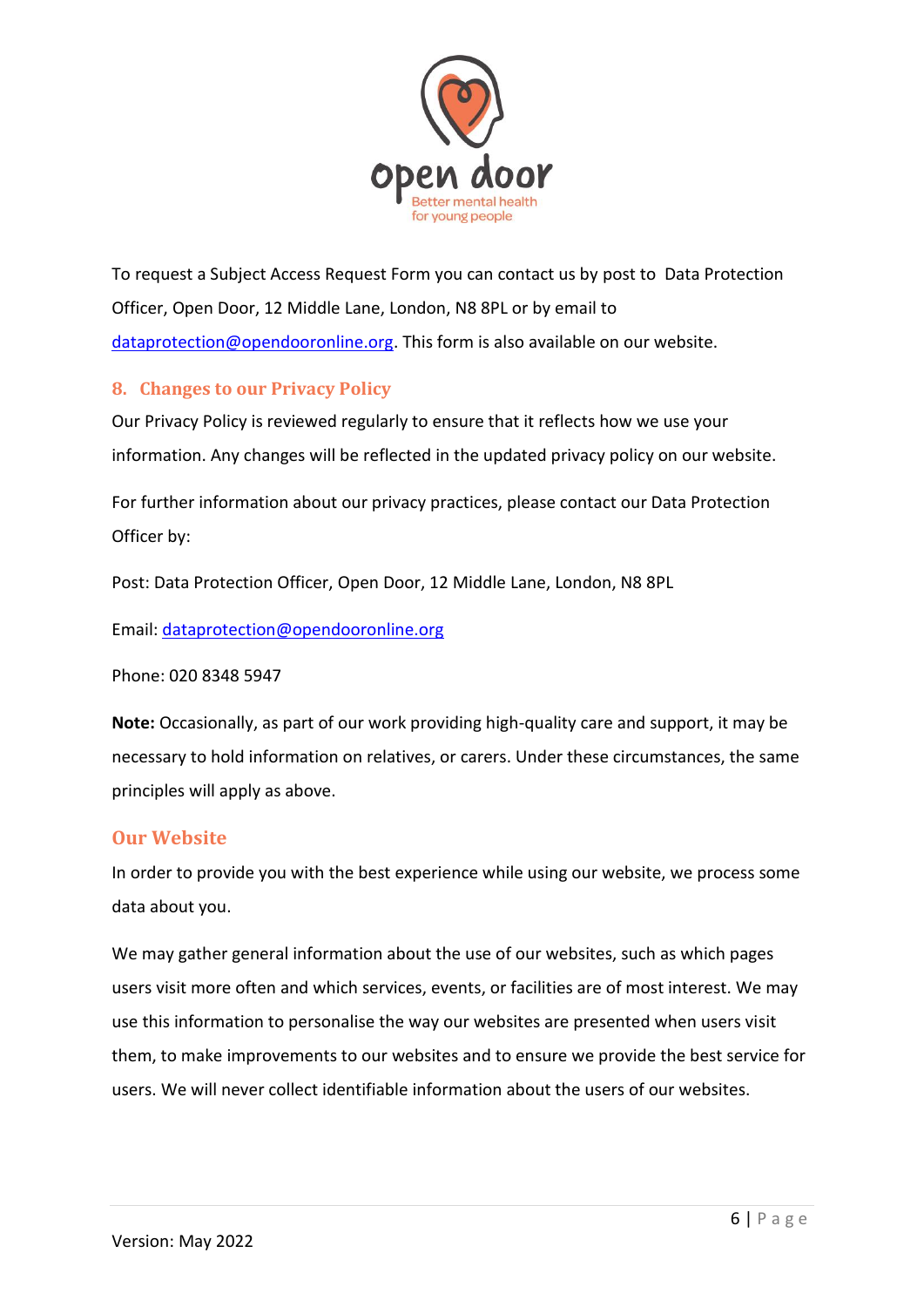To request a Subject Access Request Form you can contact us by post to Data Protection Officer, Open Door, 12 Middle Lane, London, N8 8PL or by email to dataprotection@opendooronline.org. This form is also available on our website.

## 8. Changes to our Privacy Policy

Our Privacy Policy is reviewed regularly to ensure that it reflects how we use your information. Any changes will be reflected in the updated privacy policy on our website.

For further information about our privacy practices, please contact our Data Protection Officer by:

Post: Data Protection Officer, Open Door, 12 Middle Lane, London, N8 8PL

Email: dataprotection@opendooronline.org

Phone: 020 8348 5947

**Note:** Occasionally, as part of our work providing high-quality care and support, it may be necessary to hold information on relatives, or carers. Under these circumstances, the same principles will apply as above.

## Our Website

In order to provide you with the best experience while using our website, we process some data about you.

We may gather general information about the use of our websites, such as which pages users visit more often and which services, events, or facilities are of most interest. We may use this information to personalise the way our websites are presented when users visit them, to make improvements to our websites and to ensure we provide the best service for users. We will never collect identifiable information about the users of our websites.

Version: May 2022